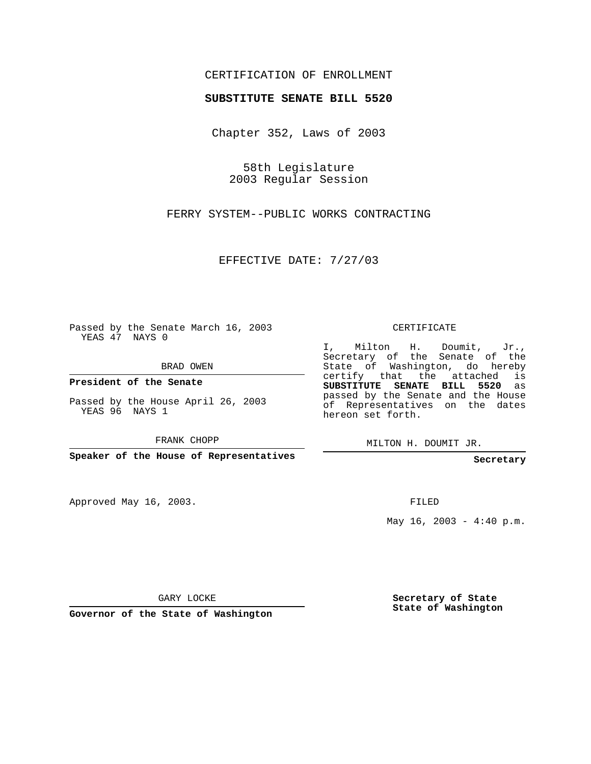CERTIFICATION OF ENROLLMENT

**SUBSTITUTE SENATE BILL 5520**

Chapter 352, Laws of 2003

58th Legislature
2003 Regular Session

FERRY SYSTEM--PUBLIC WORKS CONTRACTING

EFFECTIVE DATE: 7/27/03

Passed by the Senate March 16, 2003
YEAS 47 NAYS 0

BRAD OWEN

**President of the Senate**

Passed by the House April 26, 2003
YEAS 96 NAYS 1

FRANK CHOPP

**Speaker of the House of Representatives**

Approved May 16, 2003.

GARY LOCKE

**Governor of the State of Washington**

CERTIFICATE

I, Milton H. Doumit, Jr., Secretary of the Senate of the State of Washington, do hereby certify that the attached is **SUBSTITUTE SENATE BILL 5520** as passed by the Senate and the House of Representatives on the dates hereon set forth.

MILTON H. DOUMIT JR.

**Secretary**

FILED

May 16, 2003 - 4:40 p.m.

**Secretary of State**
**State of Washington**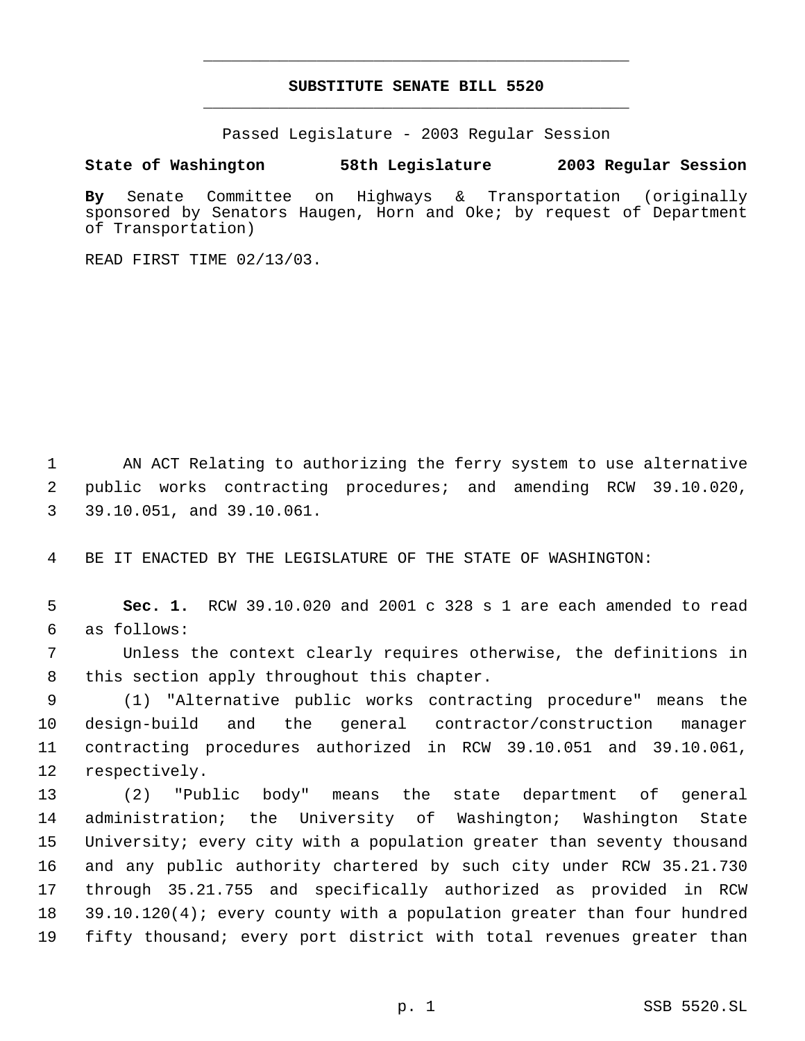# SUBSTITUTE SENATE BILL 5520

Passed Legislature - 2003 Regular Session

**State of Washington 58th Legislature 2003 Regular Session**

**By** Senate Committee on Highways & Transportation (originally sponsored by Senators Haugen, Horn and Oke; by request of Department of Transportation)

READ FIRST TIME 02/13/03.

AN ACT Relating to authorizing the ferry system to use alternative public works contracting procedures; and amending RCW 39.10.020, 39.10.051, and 39.10.061.

BE IT ENACTED BY THE LEGISLATURE OF THE STATE OF WASHINGTON:

**Sec. 1.** RCW 39.10.020 and 2001 c 328 s 1 are each amended to read as follows:

Unless the context clearly requires otherwise, the definitions in this section apply throughout this chapter.

(1) "Alternative public works contracting procedure" means the design-build and the general contractor/construction manager contracting procedures authorized in RCW 39.10.051 and 39.10.061, respectively.

(2) "Public body" means the state department of general administration; the University of Washington; Washington State University; every city with a population greater than seventy thousand and any public authority chartered by such city under RCW 35.21.730 through 35.21.755 and specifically authorized as provided in RCW 39.10.120(4); every county with a population greater than four hundred fifty thousand; every port district with total revenues greater than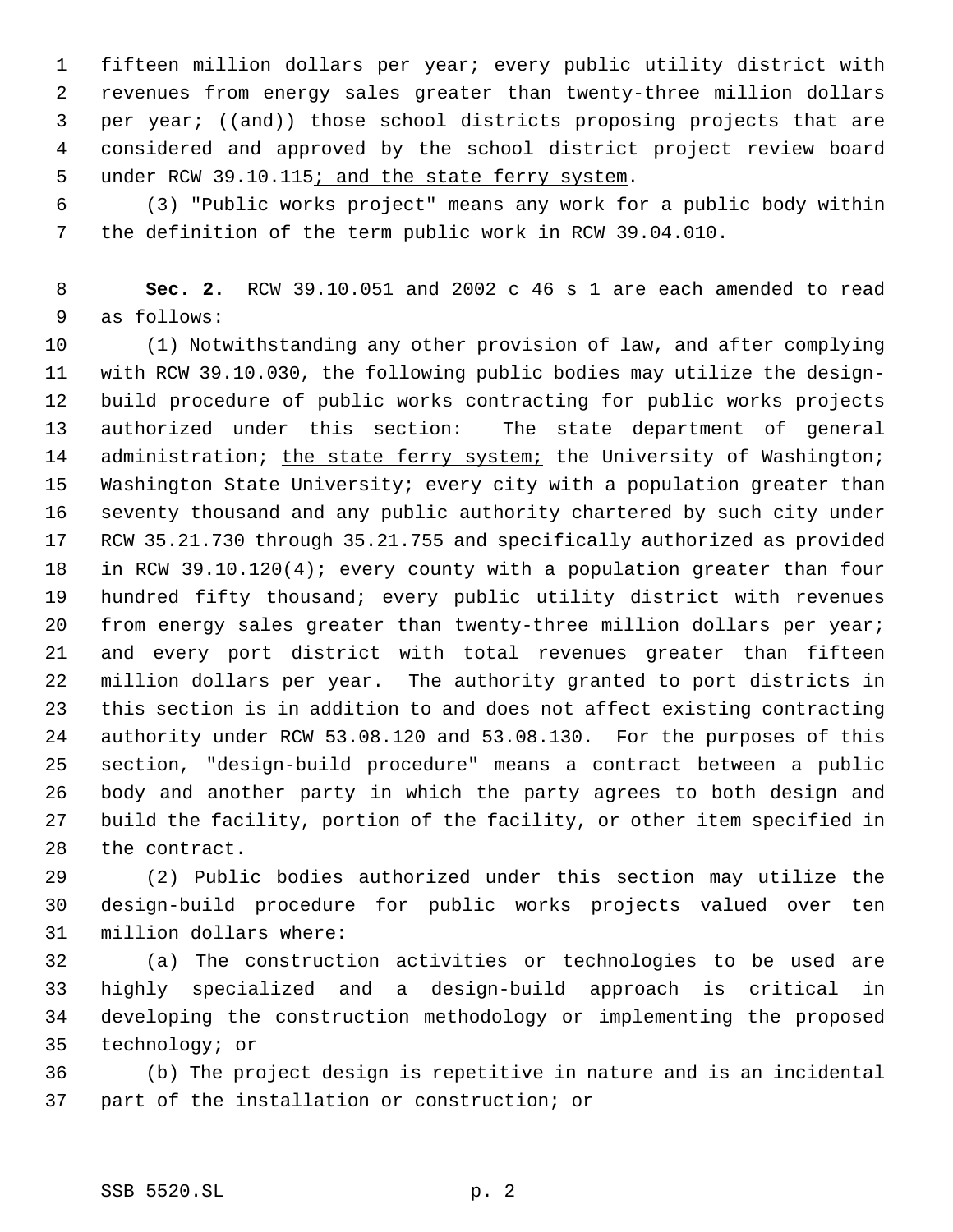fifteen million dollars per year; every public utility district with revenues from energy sales greater than twenty-three million dollars per year; ((~~and~~)) those school districts proposing projects that are considered and approved by the school district project review board under RCW 39.10.115<u>; and the state ferry system</u>.

(3) "Public works project" means any work for a public body within the definition of the term public work in RCW 39.04.010.

**Sec. 2.** RCW 39.10.051 and 2002 c 46 s 1 are each amended to read as follows:

(1) Notwithstanding any other provision of law, and after complying with RCW 39.10.030, the following public bodies may utilize the design-build procedure of public works contracting for public works projects authorized under this section: The state department of general administration; <u>the state ferry system;</u> the University of Washington; Washington State University; every city with a population greater than seventy thousand and any public authority chartered by such city under RCW 35.21.730 through 35.21.755 and specifically authorized as provided in RCW 39.10.120(4); every county with a population greater than four hundred fifty thousand; every public utility district with revenues from energy sales greater than twenty-three million dollars per year; and every port district with total revenues greater than fifteen million dollars per year. The authority granted to port districts in this section is in addition to and does not affect existing contracting authority under RCW 53.08.120 and 53.08.130. For the purposes of this section, "design-build procedure" means a contract between a public body and another party in which the party agrees to both design and build the facility, portion of the facility, or other item specified in the contract.

(2) Public bodies authorized under this section may utilize the design-build procedure for public works projects valued over ten million dollars where:

(a) The construction activities or technologies to be used are highly specialized and a design-build approach is critical in developing the construction methodology or implementing the proposed technology; or

(b) The project design is repetitive in nature and is an incidental part of the installation or construction; or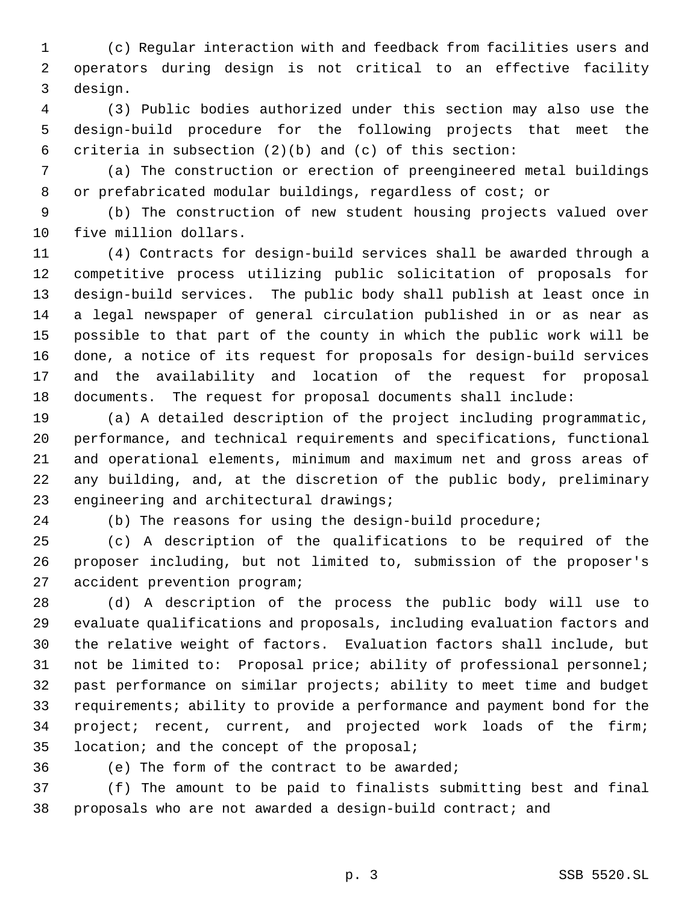(c) Regular interaction with and feedback from facilities users and operators during design is not critical to an effective facility design.

(3) Public bodies authorized under this section may also use the design-build procedure for the following projects that meet the criteria in subsection (2)(b) and (c) of this section:

(a) The construction or erection of preengineered metal buildings or prefabricated modular buildings, regardless of cost; or

(b) The construction of new student housing projects valued over five million dollars.

(4) Contracts for design-build services shall be awarded through a competitive process utilizing public solicitation of proposals for design-build services. The public body shall publish at least once in a legal newspaper of general circulation published in or as near as possible to that part of the county in which the public work will be done, a notice of its request for proposals for design-build services and the availability and location of the request for proposal documents. The request for proposal documents shall include:

(a) A detailed description of the project including programmatic, performance, and technical requirements and specifications, functional and operational elements, minimum and maximum net and gross areas of any building, and, at the discretion of the public body, preliminary engineering and architectural drawings;

(b) The reasons for using the design-build procedure;

(c) A description of the qualifications to be required of the proposer including, but not limited to, submission of the proposer's accident prevention program;

(d) A description of the process the public body will use to evaluate qualifications and proposals, including evaluation factors and the relative weight of factors. Evaluation factors shall include, but not be limited to: Proposal price; ability of professional personnel; past performance on similar projects; ability to meet time and budget requirements; ability to provide a performance and payment bond for the project; recent, current, and projected work loads of the firm; location; and the concept of the proposal;

(e) The form of the contract to be awarded;

(f) The amount to be paid to finalists submitting best and final proposals who are not awarded a design-build contract; and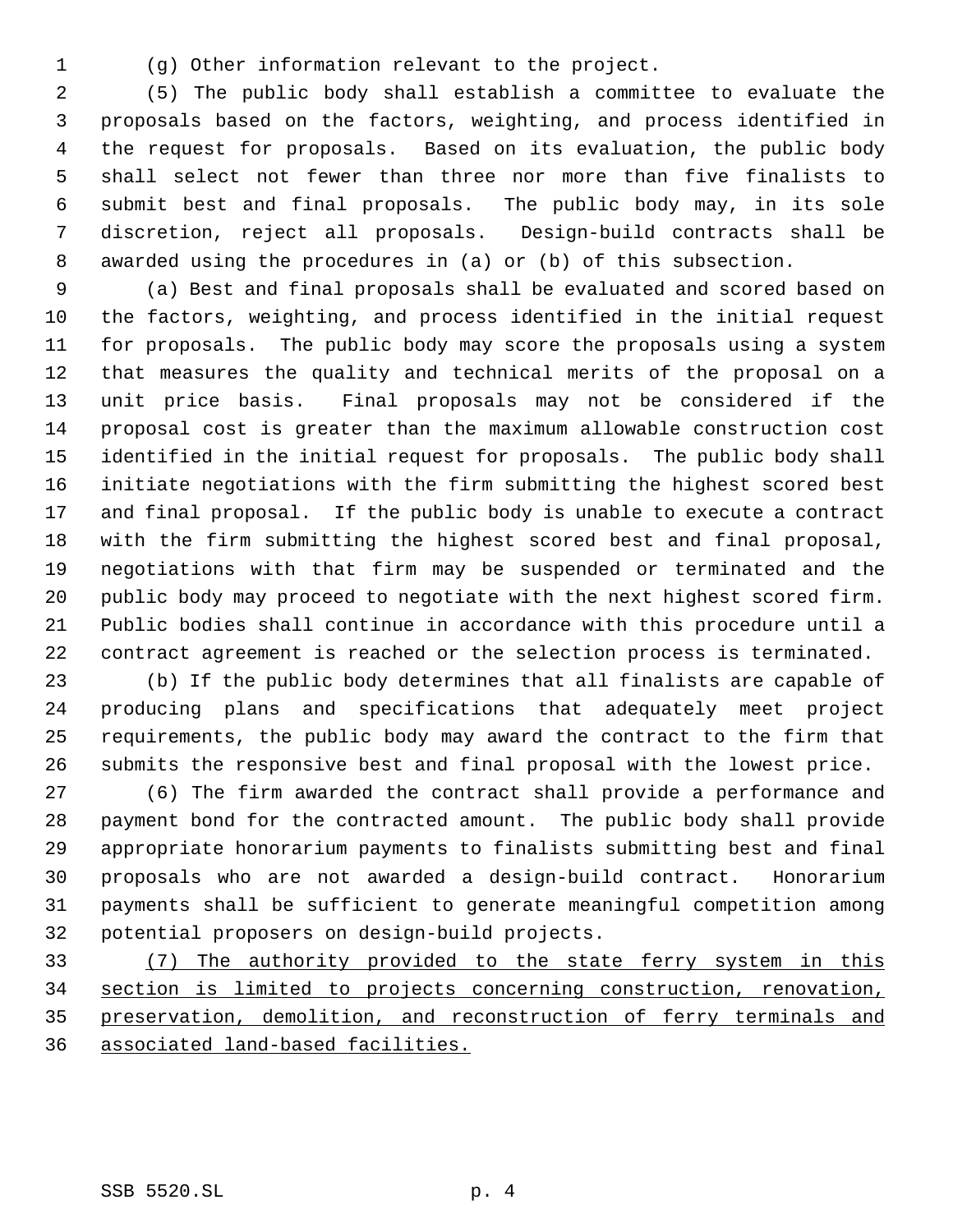(g) Other information relevant to the project.

(5) The public body shall establish a committee to evaluate the proposals based on the factors, weighting, and process identified in the request for proposals. Based on its evaluation, the public body shall select not fewer than three nor more than five finalists to submit best and final proposals. The public body may, in its sole discretion, reject all proposals. Design-build contracts shall be awarded using the procedures in (a) or (b) of this subsection.

(a) Best and final proposals shall be evaluated and scored based on the factors, weighting, and process identified in the initial request for proposals. The public body may score the proposals using a system that measures the quality and technical merits of the proposal on a unit price basis. Final proposals may not be considered if the proposal cost is greater than the maximum allowable construction cost identified in the initial request for proposals. The public body shall initiate negotiations with the firm submitting the highest scored best and final proposal. If the public body is unable to execute a contract with the firm submitting the highest scored best and final proposal, negotiations with that firm may be suspended or terminated and the public body may proceed to negotiate with the next highest scored firm. Public bodies shall continue in accordance with this procedure until a contract agreement is reached or the selection process is terminated.

(b) If the public body determines that all finalists are capable of producing plans and specifications that adequately meet project requirements, the public body may award the contract to the firm that submits the responsive best and final proposal with the lowest price.

(6) The firm awarded the contract shall provide a performance and payment bond for the contracted amount. The public body shall provide appropriate honorarium payments to finalists submitting best and final proposals who are not awarded a design-build contract. Honorarium payments shall be sufficient to generate meaningful competition among potential proposers on design-build projects.

<u>(7) The authority provided to the state ferry system in this section is limited to projects concerning construction, renovation, preservation, demolition, and reconstruction of ferry terminals and associated land-based facilities.</u>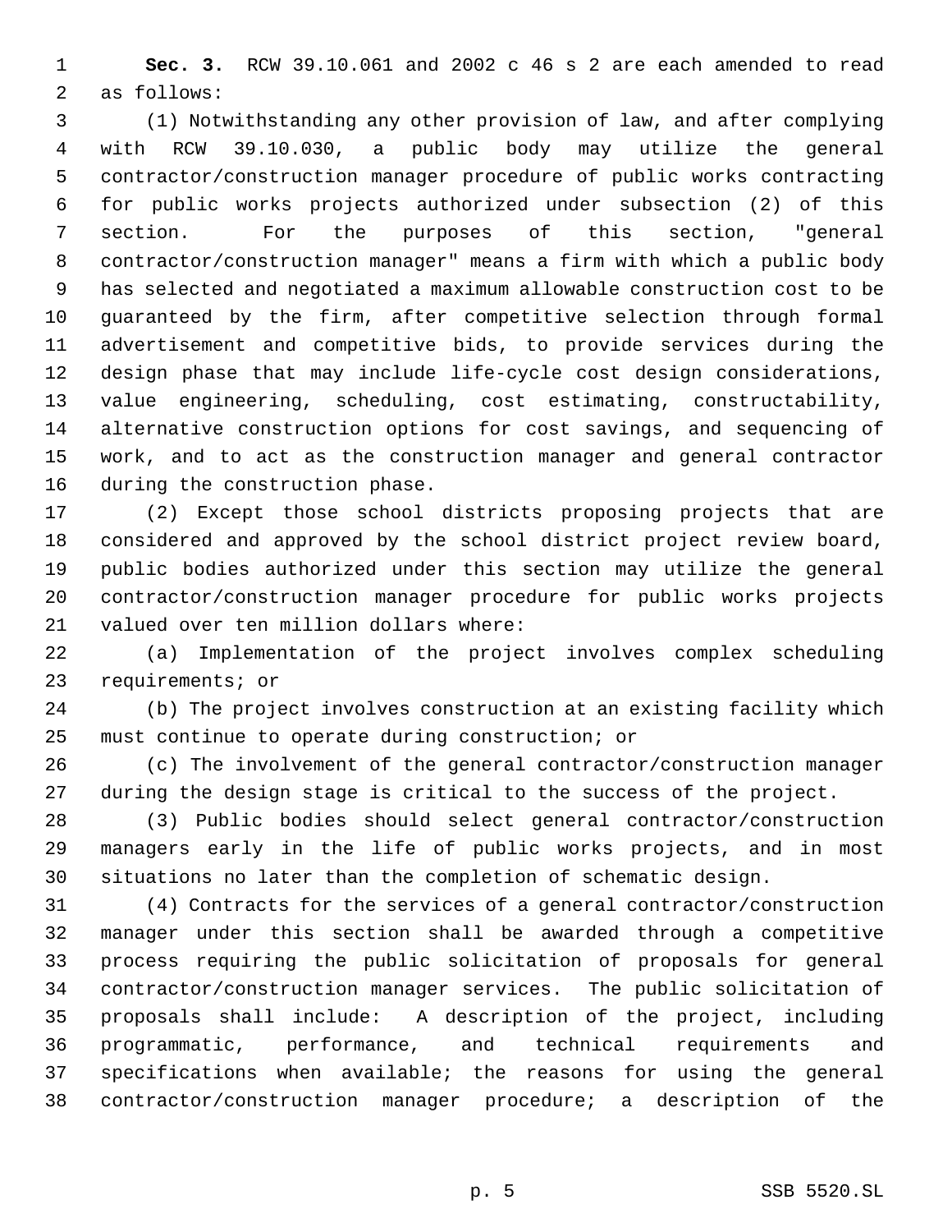**Sec. 3.** RCW 39.10.061 and 2002 c 46 s 2 are each amended to read as follows:

(1) Notwithstanding any other provision of law, and after complying with RCW 39.10.030, a public body may utilize the general contractor/construction manager procedure of public works contracting for public works projects authorized under subsection (2) of this section. For the purposes of this section, "general contractor/construction manager" means a firm with which a public body has selected and negotiated a maximum allowable construction cost to be guaranteed by the firm, after competitive selection through formal advertisement and competitive bids, to provide services during the design phase that may include life-cycle cost design considerations, value engineering, scheduling, cost estimating, constructability, alternative construction options for cost savings, and sequencing of work, and to act as the construction manager and general contractor during the construction phase.

(2) Except those school districts proposing projects that are considered and approved by the school district project review board, public bodies authorized under this section may utilize the general contractor/construction manager procedure for public works projects valued over ten million dollars where:

(a) Implementation of the project involves complex scheduling requirements; or

(b) The project involves construction at an existing facility which must continue to operate during construction; or

(c) The involvement of the general contractor/construction manager during the design stage is critical to the success of the project.

(3) Public bodies should select general contractor/construction managers early in the life of public works projects, and in most situations no later than the completion of schematic design.

(4) Contracts for the services of a general contractor/construction manager under this section shall be awarded through a competitive process requiring the public solicitation of proposals for general contractor/construction manager services. The public solicitation of proposals shall include: A description of the project, including programmatic, performance, and technical requirements and specifications when available; the reasons for using the general contractor/construction manager procedure; a description of the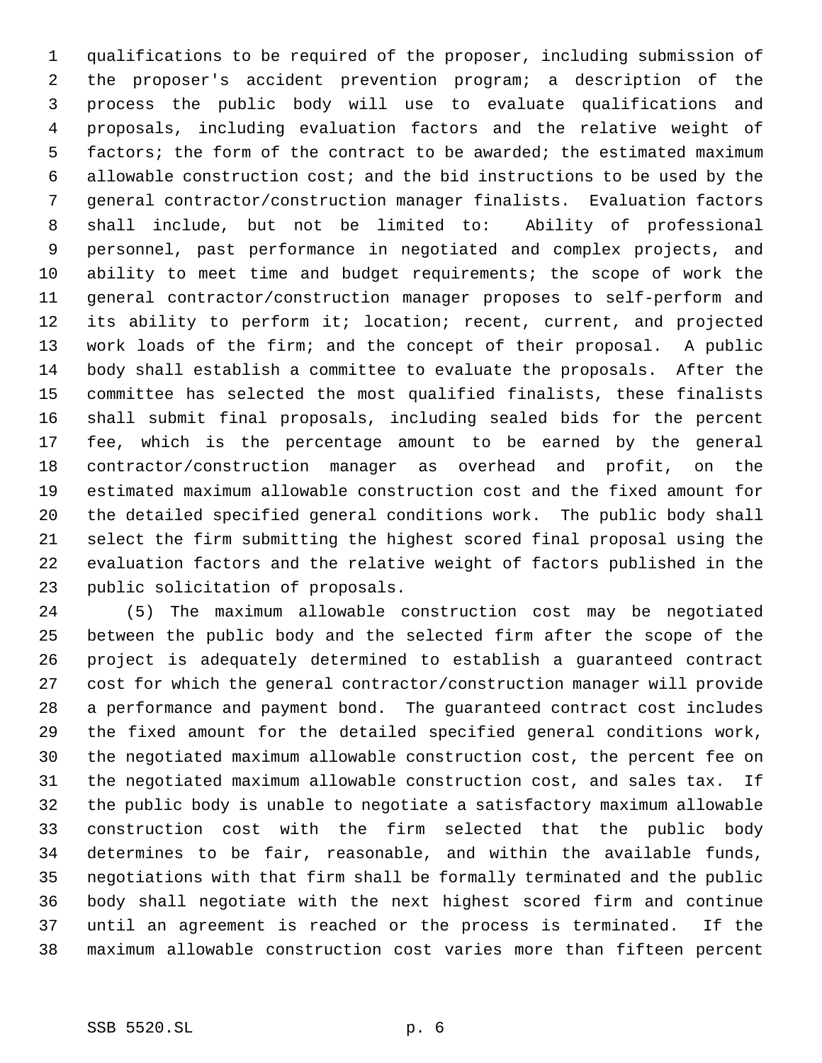qualifications to be required of the proposer, including submission of the proposer's accident prevention program; a description of the process the public body will use to evaluate qualifications and proposals, including evaluation factors and the relative weight of factors; the form of the contract to be awarded; the estimated maximum allowable construction cost; and the bid instructions to be used by the general contractor/construction manager finalists. Evaluation factors shall include, but not be limited to: Ability of professional personnel, past performance in negotiated and complex projects, and ability to meet time and budget requirements; the scope of work the general contractor/construction manager proposes to self-perform and its ability to perform it; location; recent, current, and projected work loads of the firm; and the concept of their proposal. A public body shall establish a committee to evaluate the proposals. After the committee has selected the most qualified finalists, these finalists shall submit final proposals, including sealed bids for the percent fee, which is the percentage amount to be earned by the general contractor/construction manager as overhead and profit, on the estimated maximum allowable construction cost and the fixed amount for the detailed specified general conditions work. The public body shall select the firm submitting the highest scored final proposal using the evaluation factors and the relative weight of factors published in the public solicitation of proposals.

(5) The maximum allowable construction cost may be negotiated between the public body and the selected firm after the scope of the project is adequately determined to establish a guaranteed contract cost for which the general contractor/construction manager will provide a performance and payment bond. The guaranteed contract cost includes the fixed amount for the detailed specified general conditions work, the negotiated maximum allowable construction cost, the percent fee on the negotiated maximum allowable construction cost, and sales tax. If the public body is unable to negotiate a satisfactory maximum allowable construction cost with the firm selected that the public body determines to be fair, reasonable, and within the available funds, negotiations with that firm shall be formally terminated and the public body shall negotiate with the next highest scored firm and continue until an agreement is reached or the process is terminated. If the maximum allowable construction cost varies more than fifteen percent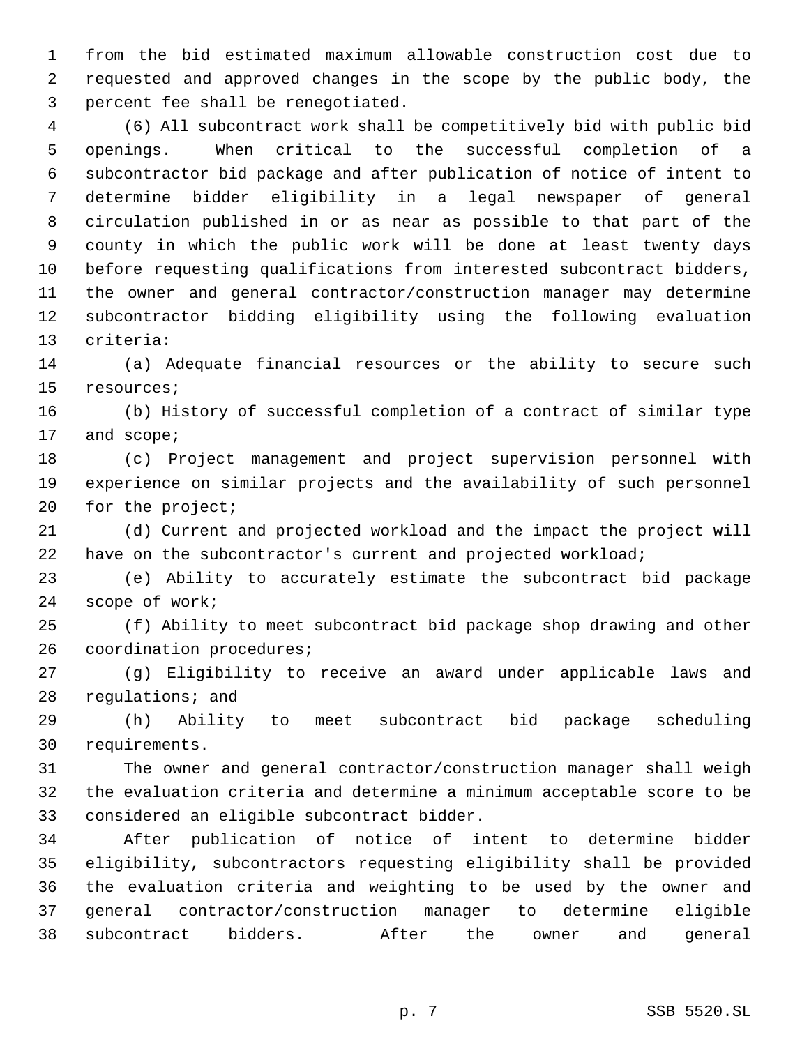from the bid estimated maximum allowable construction cost due to requested and approved changes in the scope by the public body, the percent fee shall be renegotiated.

(6) All subcontract work shall be competitively bid with public bid openings. When critical to the successful completion of a subcontractor bid package and after publication of notice of intent to determine bidder eligibility in a legal newspaper of general circulation published in or as near as possible to that part of the county in which the public work will be done at least twenty days before requesting qualifications from interested subcontract bidders, the owner and general contractor/construction manager may determine subcontractor bidding eligibility using the following evaluation criteria:

(a) Adequate financial resources or the ability to secure such resources;

(b) History of successful completion of a contract of similar type and scope;

(c) Project management and project supervision personnel with experience on similar projects and the availability of such personnel for the project;

(d) Current and projected workload and the impact the project will have on the subcontractor's current and projected workload;

(e) Ability to accurately estimate the subcontract bid package scope of work;

(f) Ability to meet subcontract bid package shop drawing and other coordination procedures;

(g) Eligibility to receive an award under applicable laws and regulations; and

(h) Ability to meet subcontract bid package scheduling requirements.

The owner and general contractor/construction manager shall weigh the evaluation criteria and determine a minimum acceptable score to be considered an eligible subcontract bidder.

After publication of notice of intent to determine bidder eligibility, subcontractors requesting eligibility shall be provided the evaluation criteria and weighting to be used by the owner and general contractor/construction manager to determine eligible subcontract bidders. After the owner and general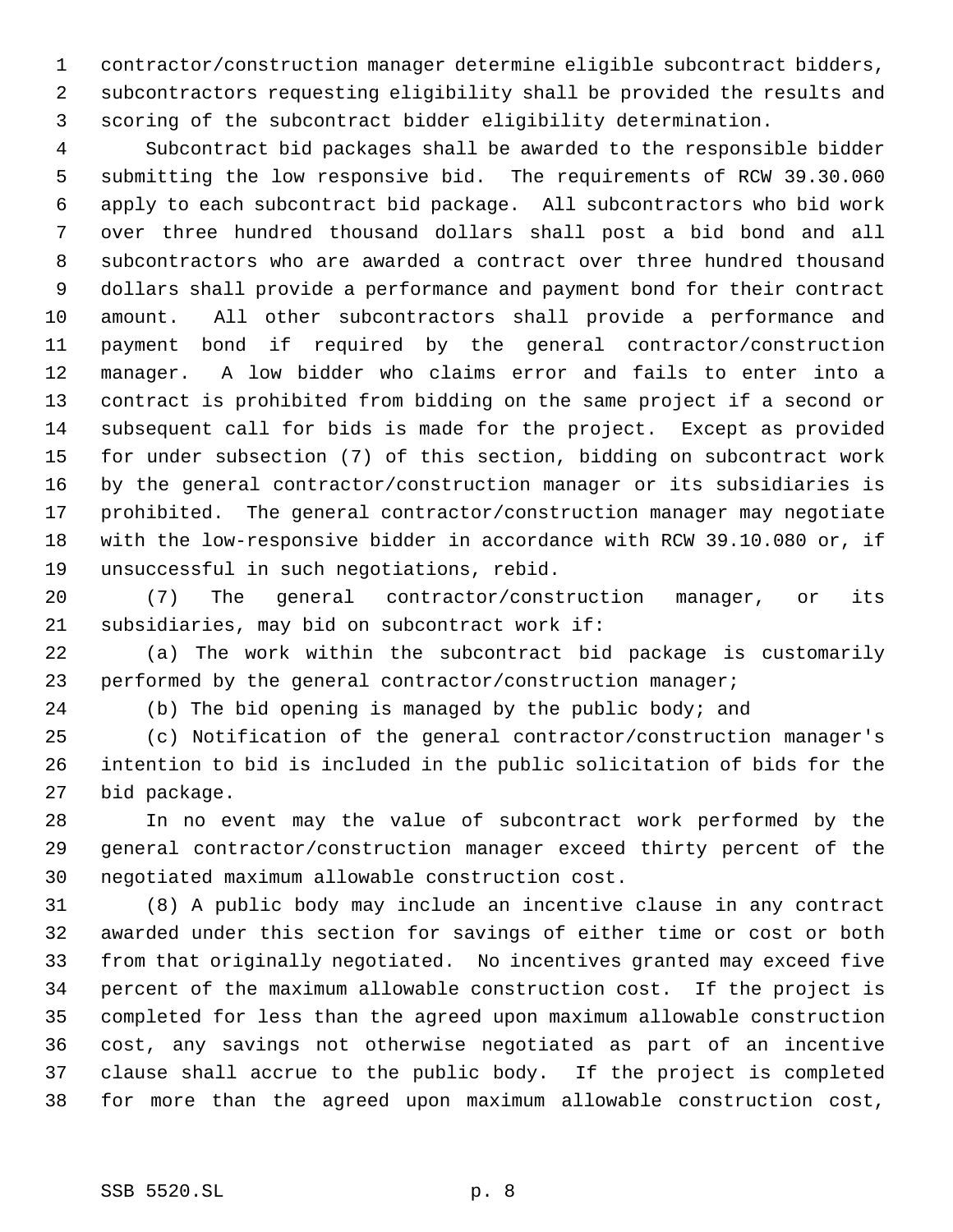contractor/construction manager determine eligible subcontract bidders, subcontractors requesting eligibility shall be provided the results and scoring of the subcontract bidder eligibility determination.

Subcontract bid packages shall be awarded to the responsible bidder submitting the low responsive bid. The requirements of RCW 39.30.060 apply to each subcontract bid package. All subcontractors who bid work over three hundred thousand dollars shall post a bid bond and all subcontractors who are awarded a contract over three hundred thousand dollars shall provide a performance and payment bond for their contract amount. All other subcontractors shall provide a performance and payment bond if required by the general contractor/construction manager. A low bidder who claims error and fails to enter into a contract is prohibited from bidding on the same project if a second or subsequent call for bids is made for the project. Except as provided for under subsection (7) of this section, bidding on subcontract work by the general contractor/construction manager or its subsidiaries is prohibited. The general contractor/construction manager may negotiate with the low-responsive bidder in accordance with RCW 39.10.080 or, if unsuccessful in such negotiations, rebid.

(7) The general contractor/construction manager, or its subsidiaries, may bid on subcontract work if:

(a) The work within the subcontract bid package is customarily performed by the general contractor/construction manager;

(b) The bid opening is managed by the public body; and

(c) Notification of the general contractor/construction manager's intention to bid is included in the public solicitation of bids for the bid package.

In no event may the value of subcontract work performed by the general contractor/construction manager exceed thirty percent of the negotiated maximum allowable construction cost.

(8) A public body may include an incentive clause in any contract awarded under this section for savings of either time or cost or both from that originally negotiated. No incentives granted may exceed five percent of the maximum allowable construction cost. If the project is completed for less than the agreed upon maximum allowable construction cost, any savings not otherwise negotiated as part of an incentive clause shall accrue to the public body. If the project is completed for more than the agreed upon maximum allowable construction cost,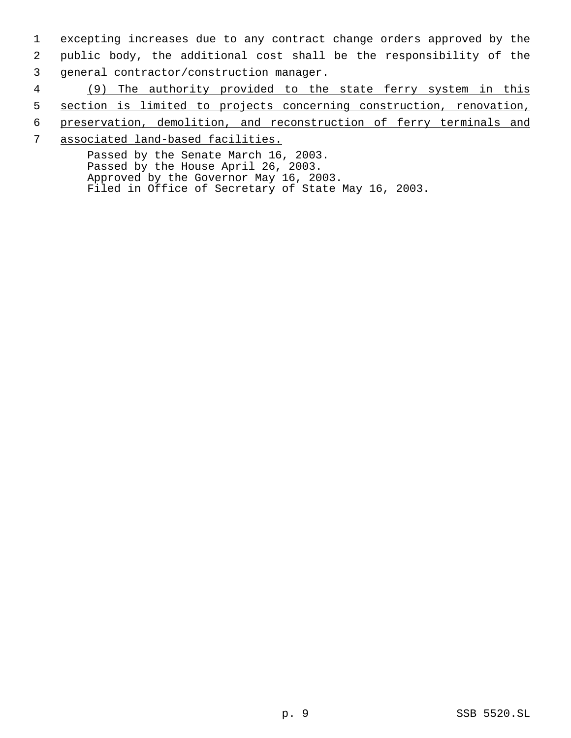excepting increases due to any contract change orders approved by the public body, the additional cost shall be the responsibility of the general contractor/construction manager.

(9) The authority provided to the state ferry system in this section is limited to projects concerning construction, renovation, preservation, demolition, and reconstruction of ferry terminals and associated land-based facilities.

Passed by the Senate March 16, 2003.
Passed by the House April 26, 2003.
Approved by the Governor May 16, 2003.
Filed in Office of Secretary of State May 16, 2003.